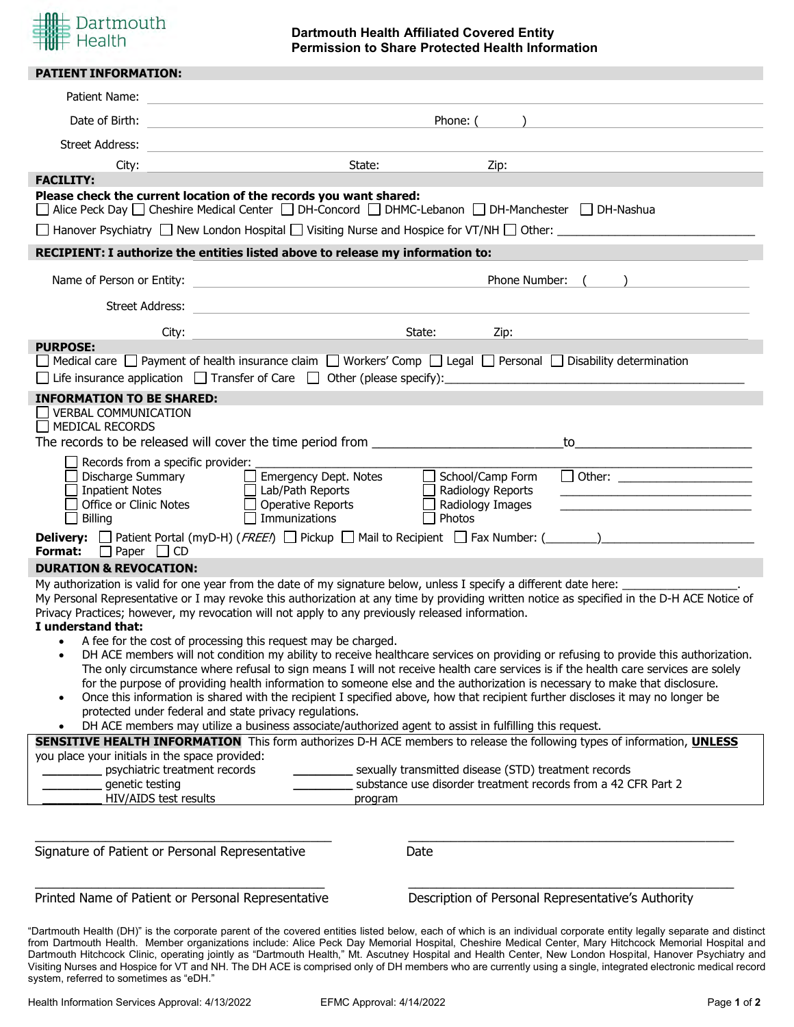# Dartmouth Health Affiliated Covered Entity
# Permission to Share Protected Health Information

## PATIENT INFORMATION:

Patient Name: ______________________________________________

Date of Birth: ______________________ Phone: (      ) ______________________

Street Address: ______________________________________________

City: ______________________ State: __________ Zip: __________

## FACILITY:

**Please check the current location of the records you want shared:**

☐ Alice Peck Day ☐ Cheshire Medical Center ☐ DH-Concord ☐ DHMC-Lebanon ☐ DH-Manchester ☐ DH-Nashua

☐ Hanover Psychiatry ☐ New London Hospital ☐ Visiting Nurse and Hospice for VT/NH ☐ Other: ______________________________

## RECIPIENT: I authorize the entities listed above to release my information to:

Name of Person or Entity: ______________________ Phone Number: (      ) ______________________

Street Address: ______________________________________________

City: ______________________ State: __________ Zip: __________

## PURPOSE:

☐ Medical care ☐ Payment of health insurance claim ☐ Workers' Comp ☐ Legal ☐ Personal ☐ Disability determination

☐ Life insurance application ☐ Transfer of Care ☐ Other (please specify):______________________________

## INFORMATION TO BE SHARED:

☐ VERBAL COMMUNICATION

☐ MEDICAL RECORDS

The records to be released will cover the time period from ______________________ to ______________________

☐ Records from a specific provider: ______________________________

| | | | |
|---|---|---|---|
| ☐ Discharge Summary | ☐ Emergency Dept. Notes | ☐ School/Camp Form | ☐ Other: ____________ |
| ☐ Inpatient Notes | ☐ Lab/Path Reports | ☐ Radiology Reports | ____________ |
| ☐ Office or Clinic Notes | ☐ Operative Reports | ☐ Radiology Images | ____________ |
| ☐ Billing | ☐ Immunizations | ☐ Photos | |

**Delivery:** ☐ Patient Portal (myD-H) (*FREE!*) ☐ Pickup ☐ Mail to Recipient ☐ Fax Number: (________)______________________

**Format:** ☐ Paper ☐ CD

## DURATION & REVOCATION:

My authorization is valid for one year from the date of my signature below, unless I specify a different date here: ________________.
My Personal Representative or I may revoke this authorization at any time by providing written notice as specified in the D-H ACE Notice of Privacy Practices; however, my revocation will not apply to any previously released information.

**I understand that:**

- A fee for the cost of processing this request may be charged.
- DH ACE members will not condition my ability to receive healthcare services on providing or refusing to provide this authorization. The only circumstance where refusal to sign means I will not receive health care services is if the health care services are solely for the purpose of providing health information to someone else and the authorization is necessary to make that disclosure.
- Once this information is shared with the recipient I specified above, how that recipient further discloses it may no longer be protected under federal and state privacy regulations.
- DH ACE members may utilize a business associate/authorized agent to assist in fulfilling this request.

**SENSITIVE HEALTH INFORMATION** This form authorizes D-H ACE members to release the following types of information, **UNLESS** you place your initials in the space provided:

________ psychiatric treatment records

________ genetic testing

________ HIV/AIDS test results

________ sexually transmitted disease (STD) treatment records

________ substance use disorder treatment records from a 42 CFR Part 2 program

______________________________________ Signature of Patient or Personal Representative

______________________________________ Date

______________________________________ Printed Name of Patient or Personal Representative

______________________________________ Description of Personal Representative's Authority

"Dartmouth Health (DH)" is the corporate parent of the covered entities listed below, each of which is an individual corporate entity legally separate and distinct from Dartmouth Health. Member organizations include: Alice Peck Day Memorial Hospital, Cheshire Medical Center, Mary Hitchcock Memorial Hospital and Dartmouth Hitchcock Clinic, operating jointly as "Dartmouth Health," Mt. Ascutney Hospital and Health Center, New London Hospital, Hanover Psychiatry and Visiting Nurses and Hospice for VT and NH. The DH ACE is comprised only of DH members who are currently using a single, integrated electronic medical record system, referred to sometimes as "eDH."

Health Information Services Approval: 4/13/2022 EFMC Approval: 4/14/2022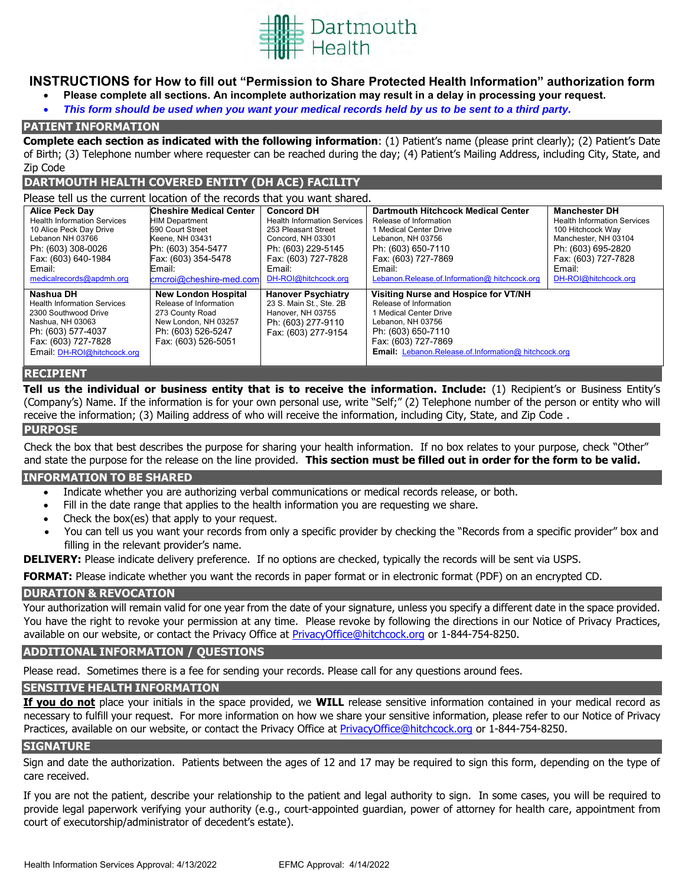Dartmouth Health

# INSTRUCTIONS for How to fill out "Permission to Share Protected Health Information" authorization form

- **Please complete all sections. An incomplete authorization may result in a delay in processing your request.**
- ***This form should be used when you want your medical records held by us to be sent to a third party.***

## PATIENT INFORMATION

**Complete each section as indicated with the following information**: (1) Patient's name (please print clearly); (2) Patient's Date of Birth; (3) Telephone number where requester can be reached during the day; (4) Patient's Mailing Address, including City, State, and Zip Code

## DARTMOUTH HEALTH COVERED ENTITY (DH ACE) FACILITY

Please tell us the current location of the records that you want shared.

| | | | | |
|---|---|---|---|---|
| **Alice Peck Day**<br>Health Information Services<br>10 Alice Peck Day Drive<br>Lebanon NH 03766<br>Ph: (603) 308-0026<br>Fax: (603) 640-1984<br>Email:<br>medicalrecords@apdmh.org | **Cheshire Medical Center**<br>HIM Department<br>590 Court Street<br>Keene, NH 03431<br>Ph: (603) 354-5477<br>Fax: (603) 354-5478<br>Email:<br>cmcroi@cheshire-med.com | **Concord DH**<br>Health Information Services<br>253 Pleasant Street<br>Concord, NH 03301<br>Ph: (603) 229-5145<br>Fax: (603) 727-7828<br>Email:<br>DH-ROI@hitchcock.org | **Dartmouth Hitchcock Medical Center**<br>Release of Information<br>1 Medical Center Drive<br>Lebanon, NH 03756<br>Ph: (603) 650-7110<br>Fax: (603) 727-7869<br>Email:<br>Lebanon.Release.of.Information@ hitchcock.org | **Manchester DH**<br>Health Information Services<br>100 Hitchcock Way<br>Manchester, NH 03104<br>Ph: (603) 695-2820<br>Fax: (603) 727-7828<br>Email:<br>DH-ROI@hitchcock.org |
| **Nashua DH**<br>Health Information Services<br>2300 Southwood Drive<br>Nashua, NH 03063<br>Ph: (603) 577-4037<br>Fax: (603) 727-7828<br>Email: DH-ROI@hitchcock.org | **New London Hospital**<br>Release of Information<br>273 County Road<br>New London, NH 03257<br>Ph: (603) 526-5247<br>Fax: (603) 526-5051 | **Hanover Psychiatry**<br>23 S. Main St., Ste. 2B<br>Hanover, NH 03755<br>Ph: (603) 277-9110<br>Fax: (603) 277-9154 | **Visiting Nurse and Hospice for VT/NH**<br>Release of Information<br>1 Medical Center Drive<br>Lebanon, NH 03756<br>Ph: (603) 650-7110<br>Fax: (603) 727-7869<br>**Email:** Lebanon.Release.of.Information@ hitchcock.org | |

## RECIPIENT

**Tell us the individual or business entity that is to receive the information. Include:** (1) Recipient's or Business Entity's (Company's) Name. If the information is for your own personal use, write "Self;" (2) Telephone number of the person or entity who will receive the information; (3) Mailing address of who will receive the information, including City, State, and Zip Code .

## PURPOSE

Check the box that best describes the purpose for sharing your health information. If no box relates to your purpose, check "Other" and state the purpose for the release on the line provided. **This section must be filled out in order for the form to be valid.**

## INFORMATION TO BE SHARED

- Indicate whether you are authorizing verbal communications or medical records release, or both.
- Fill in the date range that applies to the health information you are requesting we share.
- Check the box(es) that apply to your request.
- You can tell us you want your records from only a specific provider by checking the "Records from a specific provider" box and filling in the relevant provider's name.

**DELIVERY:** Please indicate delivery preference. If no options are checked, typically the records will be sent via USPS.

**FORMAT:** Please indicate whether you want the records in paper format or in electronic format (PDF) on an encrypted CD.

## DURATION & REVOCATION

Your authorization will remain valid for one year from the date of your signature, unless you specify a different date in the space provided. You have the right to revoke your permission at any time. Please revoke by following the directions in our Notice of Privacy Practices, available on our website, or contact the Privacy Office at PrivacyOffice@hitchcock.org or 1-844-754-8250.

## ADDITIONAL INFORMATION / QUESTIONS

Please read. Sometimes there is a fee for sending your records. Please call for any questions around fees.

## SENSITIVE HEALTH INFORMATION

**If you do not** place your initials in the space provided, we **WILL** release sensitive information contained in your medical record as necessary to fulfill your request. For more information on how we share your sensitive information, please refer to our Notice of Privacy Practices, available on our website, or contact the Privacy Office at PrivacyOffice@hitchcock.org or 1-844-754-8250.

## SIGNATURE

Sign and date the authorization. Patients between the ages of 12 and 17 may be required to sign this form, depending on the type of care received.

If you are not the patient, describe your relationship to the patient and legal authority to sign. In some cases, you will be required to provide legal paperwork verifying your authority (e.g., court-appointed guardian, power of attorney for health care, appointment from court of executorship/administrator of decedent's estate).

Health Information Services Approval: 4/13/2022 EFMC Approval: 4/14/2022